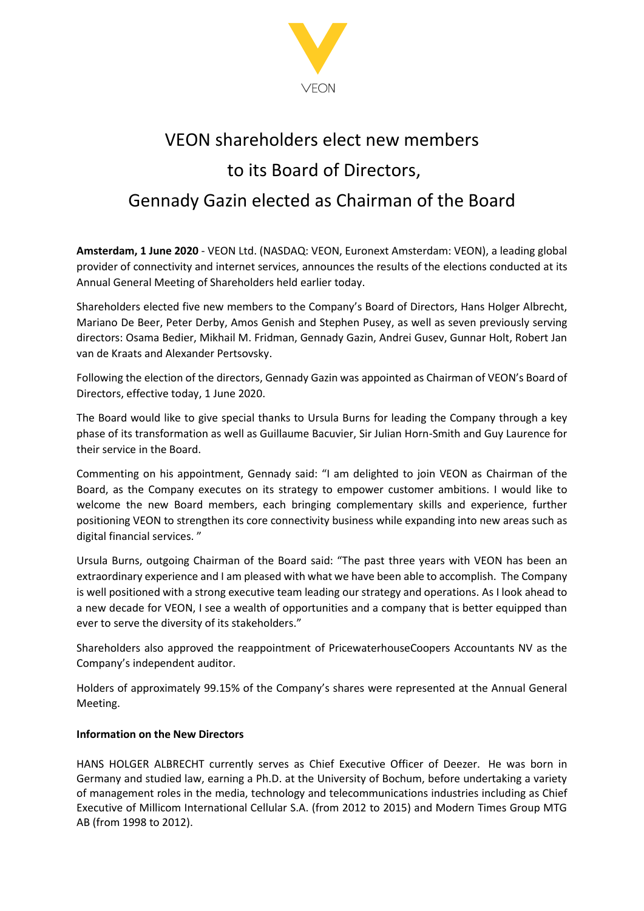# VEON shareholders elect new members to its Board of Directors, Gennady Gazin elected as Chairman of the Board

**Amsterdam, 1 June 2020** - VEON Ltd. (NASDAQ: VEON, Euronext Amsterdam: VEON), a leading global provider of connectivity and internet services, announces the results of the elections conducted at its Annual General Meeting of Shareholders held earlier today.

Shareholders elected five new members to the Company's Board of Directors, Hans Holger Albrecht, Mariano De Beer, Peter Derby, Amos Genish and Stephen Pusey, as well as seven previously serving directors: Osama Bedier, Mikhail M. Fridman, Gennady Gazin, Andrei Gusev, Gunnar Holt, Robert Jan van de Kraats and Alexander Pertsovsky.

Following the election of the directors, Gennady Gazin was appointed as Chairman of VEON's Board of Directors, effective today, 1 June 2020.

The Board would like to give special thanks to Ursula Burns for leading the Company through a key phase of its transformation as well as Guillaume Bacuvier, Sir Julian Horn-Smith and Guy Laurence for their service in the Board.

Commenting on his appointment, Gennady said: "I am delighted to join VEON as Chairman of the Board, as the Company executes on its strategy to empower customer ambitions. I would like to welcome the new Board members, each bringing complementary skills and experience, further positioning VEON to strengthen its core connectivity business while expanding into new areas such as digital financial services. "

Ursula Burns, outgoing Chairman of the Board said: "The past three years with VEON has been an extraordinary experience and I am pleased with what we have been able to accomplish. The Company is well positioned with a strong executive team leading our strategy and operations. As I look ahead to a new decade for VEON, I see a wealth of opportunities and a company that is better equipped than ever to serve the diversity of its stakeholders."

Shareholders also approved the reappointment of PricewaterhouseCoopers Accountants NV as the Company's independent auditor.

Holders of approximately 99.15% of the Company's shares were represented at the Annual General Meeting.

**Information on the New Directors**

HANS HOLGER ALBRECHT currently serves as Chief Executive Officer of Deezer. He was born in Germany and studied law, earning a Ph.D. at the University of Bochum, before undertaking a variety of management roles in the media, technology and telecommunications industries including as Chief Executive of Millicom International Cellular S.A. (from 2012 to 2015) and Modern Times Group MTG AB (from 1998 to 2012).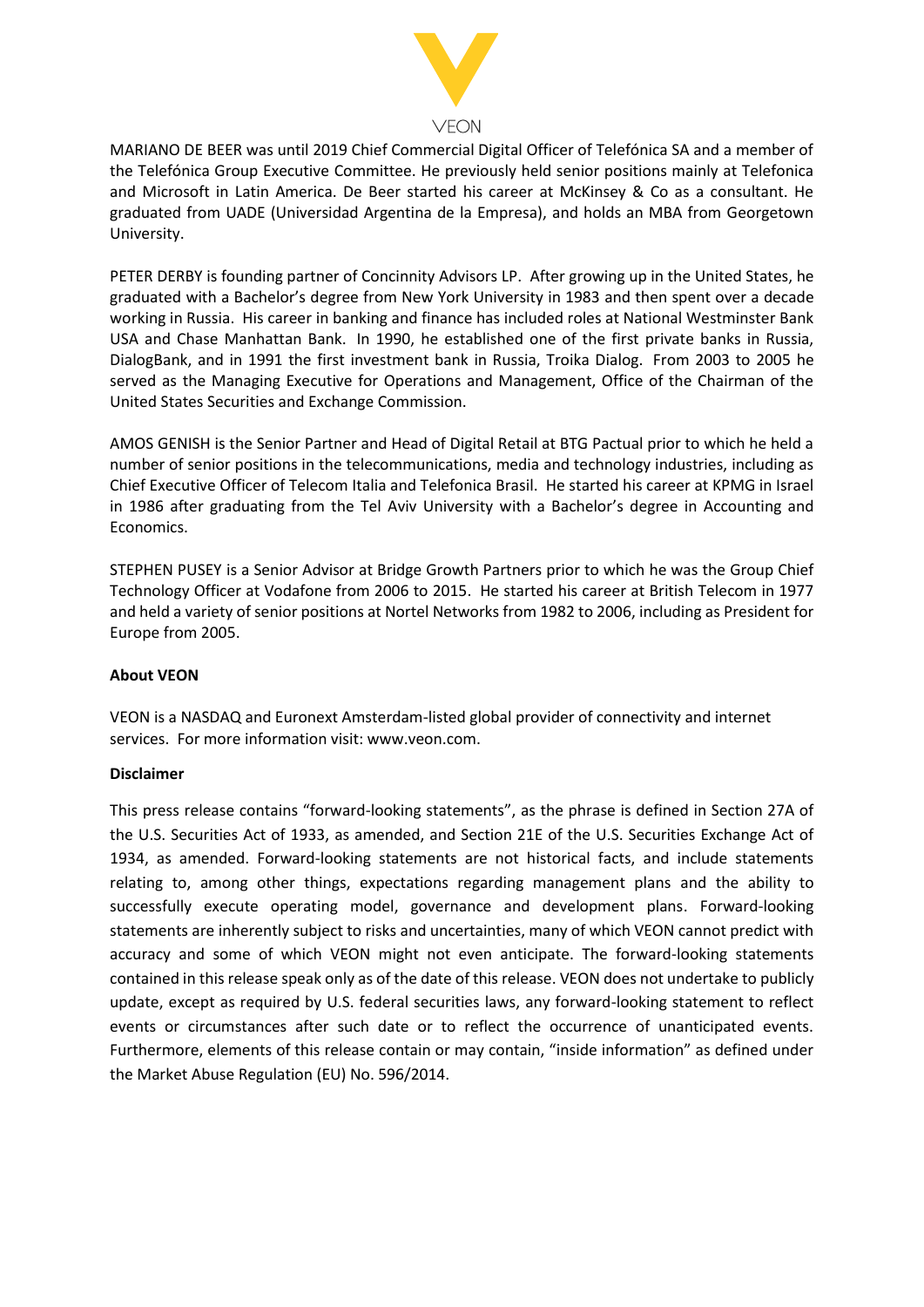MARIANO DE BEER was until 2019 Chief Commercial Digital Officer of Telefónica SA and a member of the Telefónica Group Executive Committee. He previously held senior positions mainly at Telefonica and Microsoft in Latin America. De Beer started his career at McKinsey & Co as a consultant. He graduated from UADE (Universidad Argentina de la Empresa), and holds an MBA from Georgetown University.

PETER DERBY is founding partner of Concinnity Advisors LP. After growing up in the United States, he graduated with a Bachelor's degree from New York University in 1983 and then spent over a decade working in Russia. His career in banking and finance has included roles at National Westminster Bank USA and Chase Manhattan Bank. In 1990, he established one of the first private banks in Russia, DialogBank, and in 1991 the first investment bank in Russia, Troika Dialog. From 2003 to 2005 he served as the Managing Executive for Operations and Management, Office of the Chairman of the United States Securities and Exchange Commission.

AMOS GENISH is the Senior Partner and Head of Digital Retail at BTG Pactual prior to which he held a number of senior positions in the telecommunications, media and technology industries, including as Chief Executive Officer of Telecom Italia and Telefonica Brasil. He started his career at KPMG in Israel in 1986 after graduating from the Tel Aviv University with a Bachelor's degree in Accounting and Economics.

STEPHEN PUSEY is a Senior Advisor at Bridge Growth Partners prior to which he was the Group Chief Technology Officer at Vodafone from 2006 to 2015. He started his career at British Telecom in 1977 and held a variety of senior positions at Nortel Networks from 1982 to 2006, including as President for Europe from 2005.

**About VEON**

VEON is a NASDAQ and Euronext Amsterdam-listed global provider of connectivity and internet services. For more information visit: www.veon.com.

**Disclaimer**

This press release contains "forward-looking statements", as the phrase is defined in Section 27A of the U.S. Securities Act of 1933, as amended, and Section 21E of the U.S. Securities Exchange Act of 1934, as amended. Forward-looking statements are not historical facts, and include statements relating to, among other things, expectations regarding management plans and the ability to successfully execute operating model, governance and development plans. Forward-looking statements are inherently subject to risks and uncertainties, many of which VEON cannot predict with accuracy and some of which VEON might not even anticipate. The forward-looking statements contained in this release speak only as of the date of this release. VEON does not undertake to publicly update, except as required by U.S. federal securities laws, any forward-looking statement to reflect events or circumstances after such date or to reflect the occurrence of unanticipated events. Furthermore, elements of this release contain or may contain, "inside information" as defined under the Market Abuse Regulation (EU) No. 596/2014.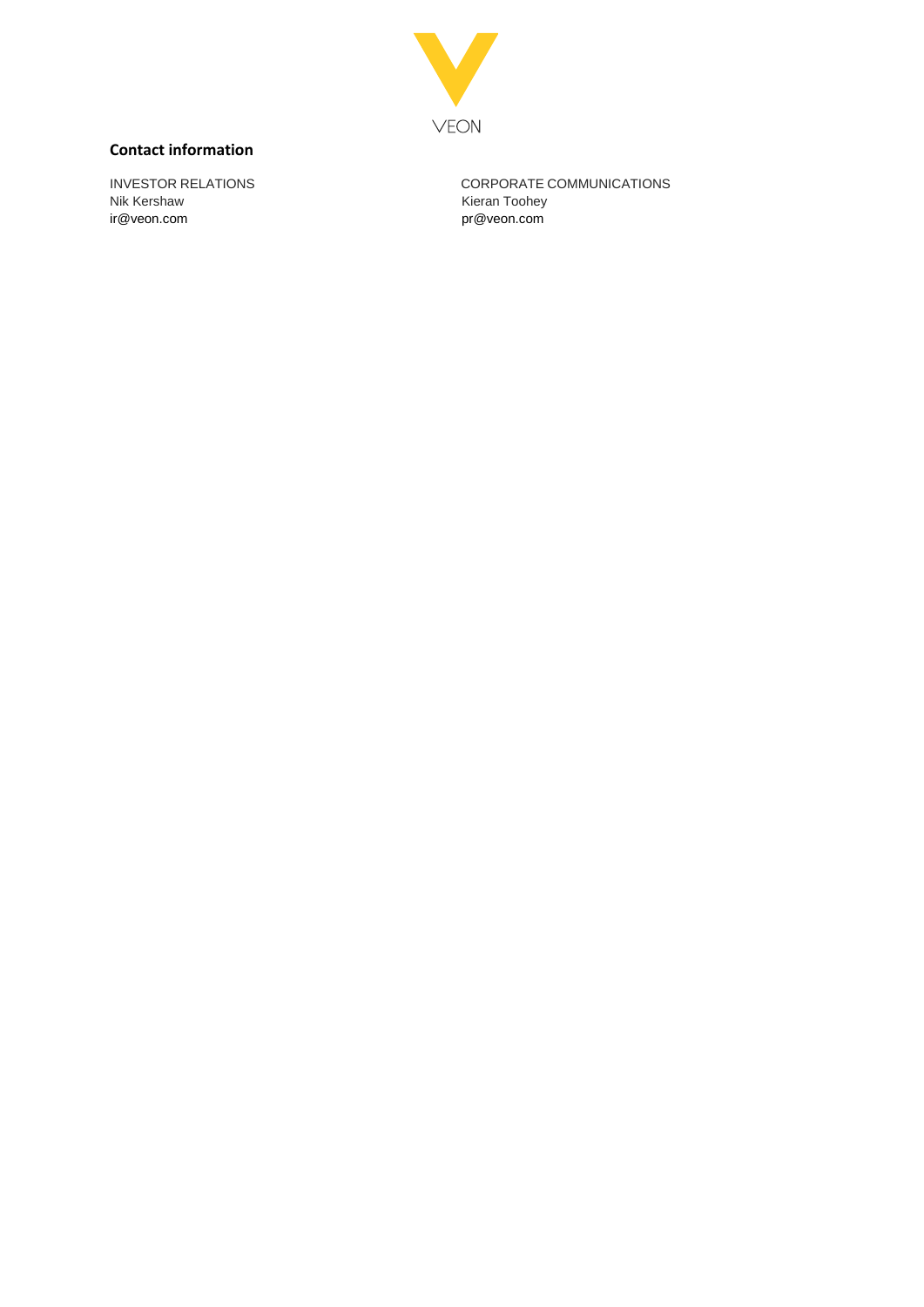VEON

## Contact information

INVESTOR RELATIONS
Nik Kershaw
ir@veon.com

CORPORATE COMMUNICATIONS
Kieran Toohey
pr@veon.com